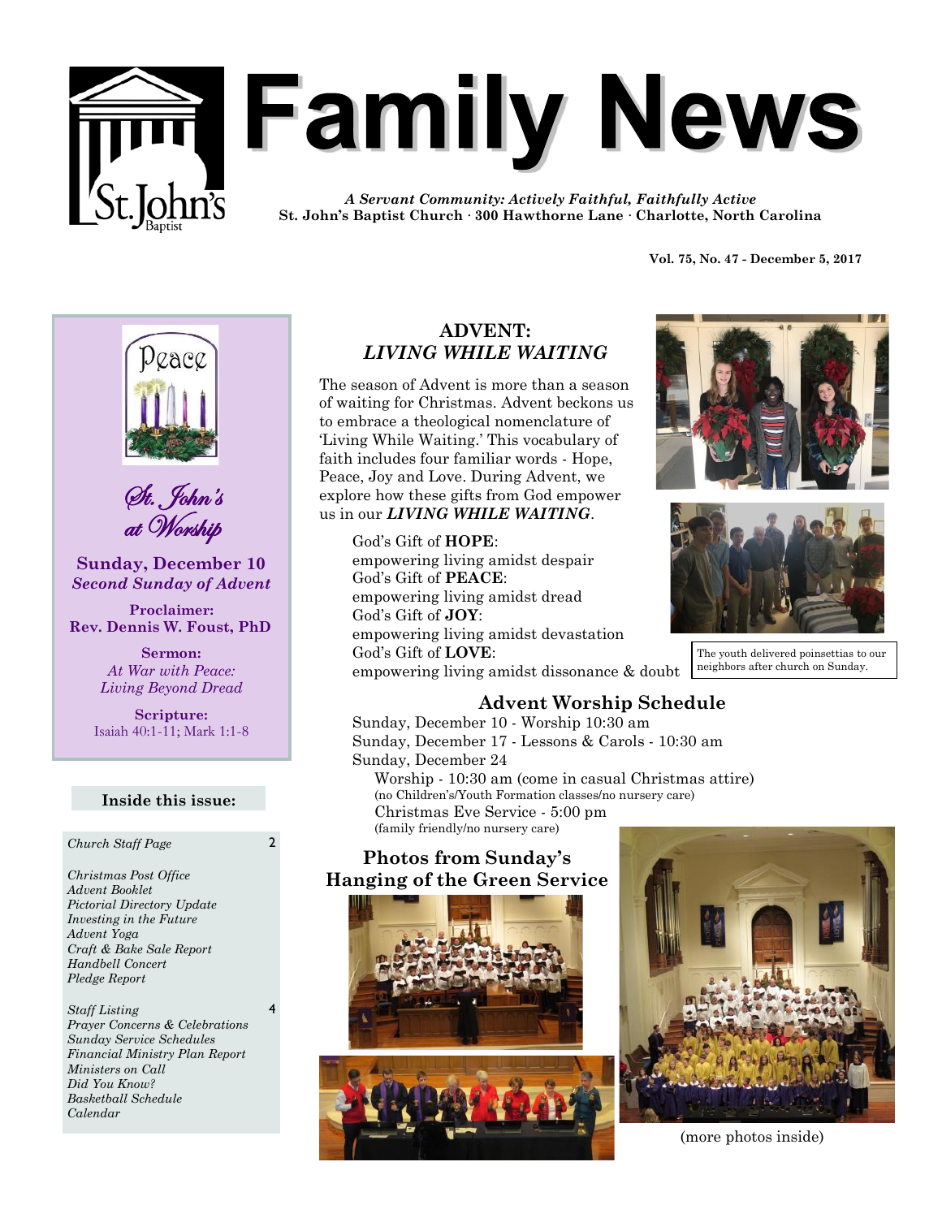# Family News

*A Servant Community: Actively Faithful, Faithfully Active*
**St. John's Baptist Church · 300 Hawthorne Lane · Charlotte, North Carolina**

**Vol. 75, No. 47 - December 5, 2017**

*St. John's at Worship*

**Sunday, December 10**
***Second Sunday of Advent***

**Proclaimer:**
**Rev. Dennis W. Foust, PhD**

**Sermon:**
*At War with Peace: Living Beyond Dread*

**Scripture:**
Isaiah 40:1-11; Mark 1:1-8

**Inside this issue:**

| | |
|---|---|
| *Church Staff Page* | 2 |
| *Christmas Post Office*<br>*Advent Booklet*<br>*Pictorial Directory Update*<br>*Investing in the Future*<br>*Advent Yoga*<br>*Craft & Bake Sale Report*<br>*Handbell Concert*<br>*Pledge Report* | |
| *Staff Listing*<br>*Prayer Concerns & Celebrations*<br>*Sunday Service Schedules*<br>*Financial Ministry Plan Report*<br>*Ministers on Call*<br>*Did You Know?*<br>*Basketball Schedule*<br>*Calendar* | 4 |

## ADVENT: *LIVING WHILE WAITING*

The season of Advent is more than a season of waiting for Christmas. Advent beckons us to embrace a theological nomenclature of 'Living While Waiting.' This vocabulary of faith includes four familiar words - Hope, Peace, Joy and Love. During Advent, we explore how these gifts from God empower us in our ***LIVING WHILE WAITING***.

God's Gift of **HOPE**:
empowering living amidst despair
God's Gift of **PEACE**:
empowering living amidst dread
God's Gift of **JOY**:
empowering living amidst devastation
God's Gift of **LOVE**:
empowering living amidst dissonance & doubt

The youth delivered poinsettias to our neighbors after church on Sunday.

## Advent Worship Schedule

Sunday, December 10 - Worship 10:30 am
Sunday, December 17 - Lessons & Carols - 10:30 am
Sunday, December 24
Worship - 10:30 am (come in casual Christmas attire)
(no Children's/Youth Formation classes/no nursery care)
Christmas Eve Service - 5:00 pm
(family friendly/no nursery care)

## Photos from Sunday's Hanging of the Green Service

(more photos inside)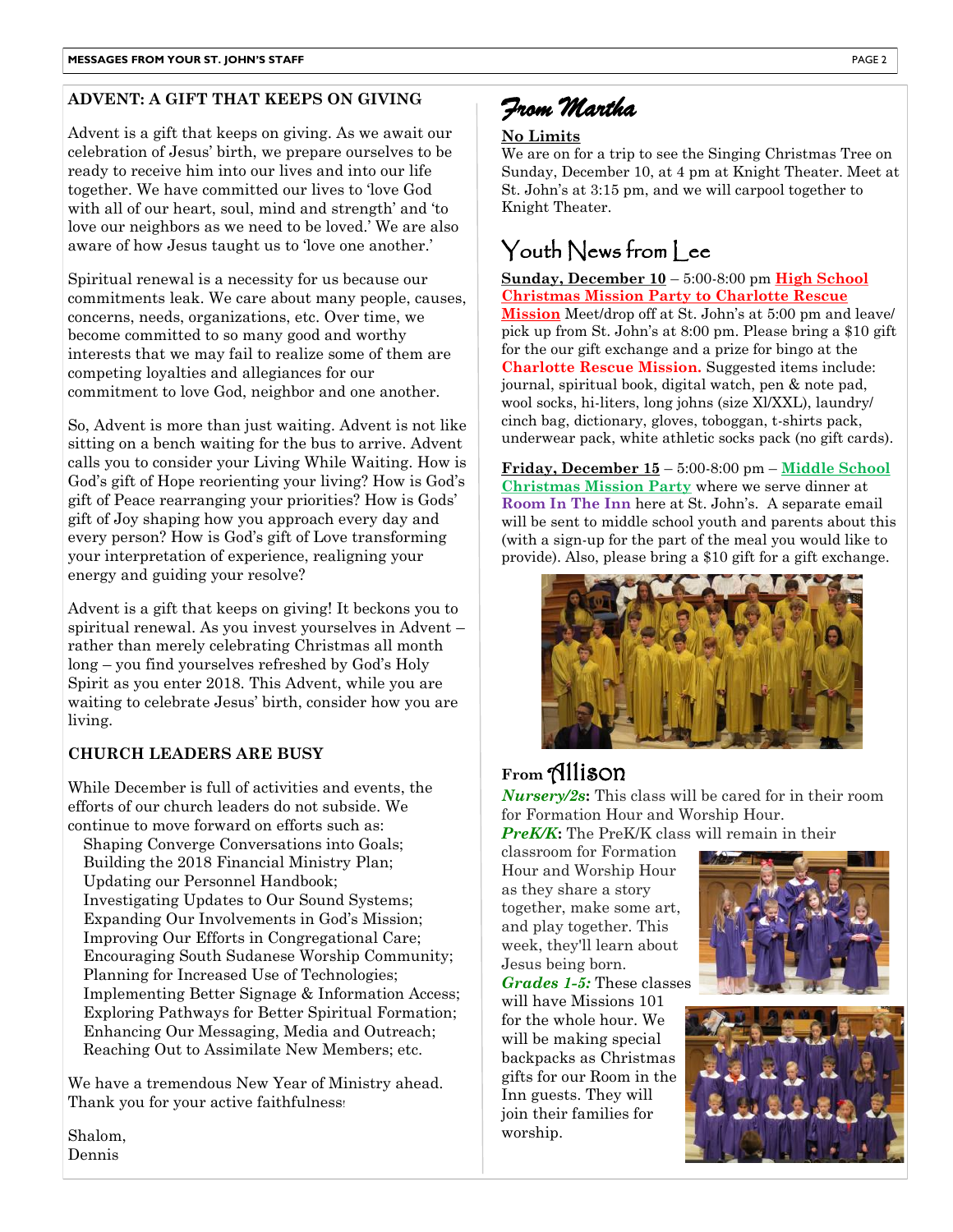## ADVENT: A GIFT THAT KEEPS ON GIVING

Advent is a gift that keeps on giving. As we await our celebration of Jesus' birth, we prepare ourselves to be ready to receive him into our lives and into our life together. We have committed our lives to 'love God with all of our heart, soul, mind and strength' and 'to love our neighbors as we need to be loved.' We are also aware of how Jesus taught us to 'love one another.'

Spiritual renewal is a necessity for us because our commitments leak. We care about many people, causes, concerns, needs, organizations, etc. Over time, we become committed to so many good and worthy interests that we may fail to realize some of them are competing loyalties and allegiances for our commitment to love God, neighbor and one another.

So, Advent is more than just waiting. Advent is not like sitting on a bench waiting for the bus to arrive. Advent calls you to consider your Living While Waiting. How is God's gift of Hope reorienting your living? How is God's gift of Peace rearranging your priorities? How is Gods' gift of Joy shaping how you approach every day and every person? How is God's gift of Love transforming your interpretation of experience, realigning your energy and guiding your resolve?

Advent is a gift that keeps on giving! It beckons you to spiritual renewal. As you invest yourselves in Advent – rather than merely celebrating Christmas all month long – you find yourselves refreshed by God's Holy Spirit as you enter 2018. This Advent, while you are waiting to celebrate Jesus' birth, consider how you are living.

## CHURCH LEADERS ARE BUSY

While December is full of activities and events, the efforts of our church leaders do not subside. We continue to move forward on efforts such as:

Shaping Converge Conversations into Goals;
Building the 2018 Financial Ministry Plan;
Updating our Personnel Handbook;
Investigating Updates to Our Sound Systems;
Expanding Our Involvements in God's Mission;
Improving Our Efforts in Congregational Care;
Encouraging South Sudanese Worship Community;
Planning for Increased Use of Technologies;
Implementing Better Signage & Information Access;
Exploring Pathways for Better Spiritual Formation;
Enhancing Our Messaging, Media and Outreach;
Reaching Out to Assimilate New Members; etc.

We have a tremendous New Year of Ministry ahead. Thank you for your active faithfulness!

Shalom,
Dennis

## *From Martha*

**No Limits**
We are on for a trip to see the Singing Christmas Tree on Sunday, December 10, at 4 pm at Knight Theater. Meet at St. John's at 3:15 pm, and we will carpool together to Knight Theater.

## Youth News from Lee

**Sunday, December 10** – 5:00-8:00 pm **High School Christmas Mission Party to Charlotte Rescue Mission** Meet/drop off at St. John's at 5:00 pm and leave/pick up from St. John's at 8:00 pm. Please bring a $10 gift for the our gift exchange and a prize for bingo at the **Charlotte Rescue Mission.** Suggested items include: journal, spiritual book, digital watch, pen & note pad, wool socks, hi-liters, long johns (size Xl/XXL), laundry/cinch bag, dictionary, gloves, toboggan, t-shirts pack, underwear pack, white athletic socks pack (no gift cards).

**Friday, December 15** – 5:00-8:00 pm – **Middle School Christmas Mission Party** where we serve dinner at **Room In The Inn** here at St. John's. A separate email will be sent to middle school youth and parents about this (with a sign-up for the part of the meal you would like to provide). Also, please bring a $10 gift for a gift exchange.

## From Allison

***Nursery/2s*:** This class will be cared for in their room for Formation Hour and Worship Hour.

***PreK/K*:** The PreK/K class will remain in their classroom for Formation Hour and Worship Hour as they share a story together, make some art, and play together. This week, they'll learn about Jesus being born.

***Grades 1-5:*** These classes will have Missions 101 for the whole hour. We will be making special backpacks as Christmas gifts for our Room in the Inn guests. They will join their families for worship.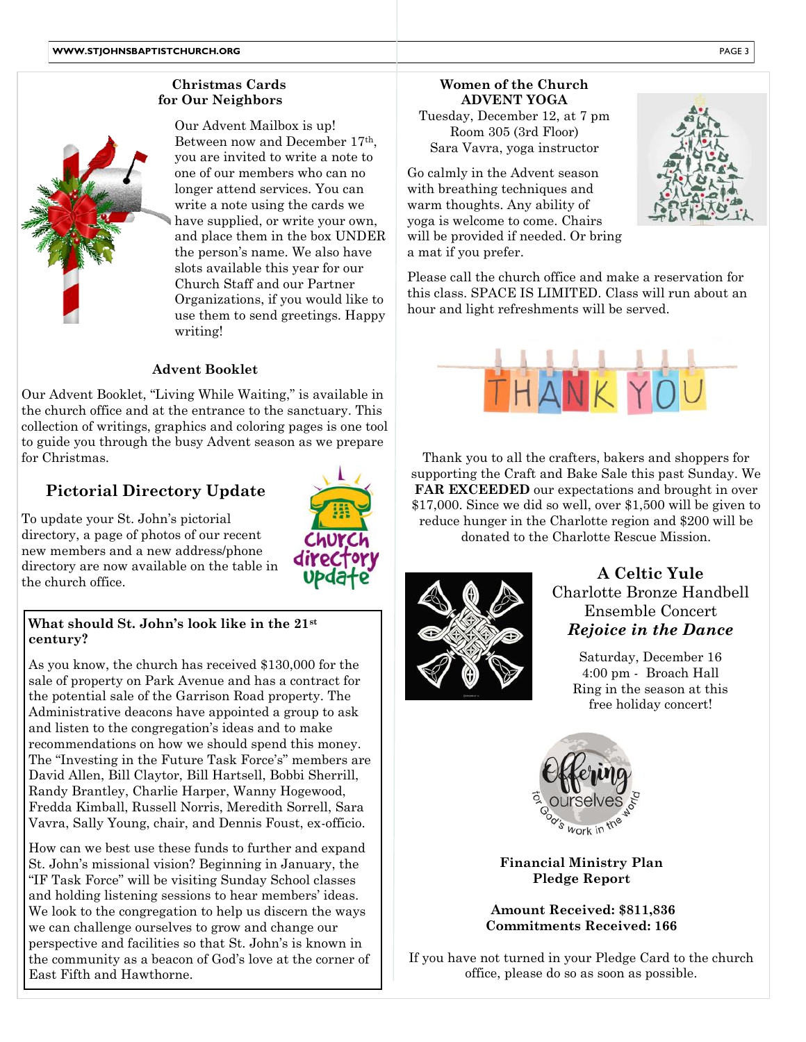## Christmas Cards for Our Neighbors

Our Advent Mailbox is up! Between now and December 17th, you are invited to write a note to one of our members who can no longer attend services. You can write a note using the cards we have supplied, or write your own, and place them in the box UNDER the person's name. We also have slots available this year for our Church Staff and our Partner Organizations, if you would like to use them to send greetings. Happy writing!

## Advent Booklet

Our Advent Booklet, "Living While Waiting," is available in the church office and at the entrance to the sanctuary. This collection of writings, graphics and coloring pages is one tool to guide you through the busy Advent season as we prepare for Christmas.

## Pictorial Directory Update

To update your St. John's pictorial directory, a page of photos of our recent new members and a new address/phone directory are now available on the table in the church office.

### What should St. John's look like in the 21st century?

As you know, the church has received $130,000 for the sale of property on Park Avenue and has a contract for the potential sale of the Garrison Road property. The Administrative deacons have appointed a group to ask and listen to the congregation's ideas and to make recommendations on how we should spend this money. The "Investing in the Future Task Force's" members are David Allen, Bill Claytor, Bill Hartsell, Bobbi Sherrill, Randy Brantley, Charlie Harper, Wanny Hogewood, Fredda Kimball, Russell Norris, Meredith Sorrell, Sara Vavra, Sally Young, chair, and Dennis Foust, ex-officio.

How can we best use these funds to further and expand St. John's missional vision? Beginning in January, the "IF Task Force" will be visiting Sunday School classes and holding listening sessions to hear members' ideas. We look to the congregation to help us discern the ways we can challenge ourselves to grow and change our perspective and facilities so that St. John's is known in the community as a beacon of God's love at the corner of East Fifth and Hawthorne.

## Women of the Church ADVENT YOGA

Tuesday, December 12, at 7 pm
Room 305 (3rd Floor)
Sara Vavra, yoga instructor

Go calmly in the Advent season with breathing techniques and warm thoughts. Any ability of yoga is welcome to come. Chairs will be provided if needed. Or bring a mat if you prefer.

Please call the church office and make a reservation for this class. SPACE IS LIMITED. Class will run about an hour and light refreshments will be served.

## THANK YOU

Thank you to all the crafters, bakers and shoppers for supporting the Craft and Bake Sale this past Sunday. We **FAR EXCEEDED** our expectations and brought in over $17,000. Since we did so well, over $1,500 will be given to reduce hunger in the Charlotte region and $200 will be donated to the Charlotte Rescue Mission.

## A Celtic Yule

Charlotte Bronze Handbell Ensemble Concert
***Rejoice in the Dance***

Saturday, December 16
4:00 pm - Broach Hall
Ring in the season at this free holiday concert!

## Financial Ministry Plan Pledge Report

**Amount Received: $811,836**
**Commitments Received: 166**

If you have not turned in your Pledge Card to the church office, please do so as soon as possible.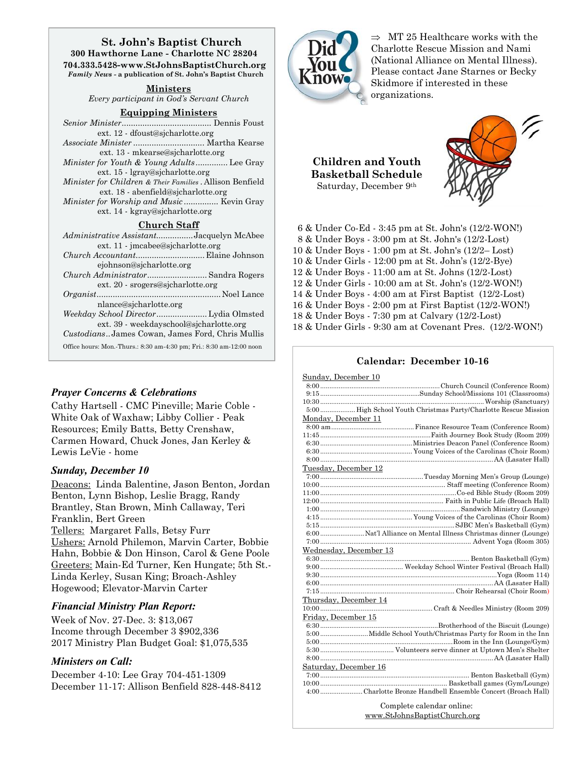## St. John's Baptist Church

**300 Hawthorne Lane - Charlotte NC 28204**
**704.333.5428-www.StJohnsBaptistChurch.org**
***Family News* - a publication of St. John's Baptist Church**

### Ministers

*Every participant in God's Servant Church*

### Equipping Ministers

*Senior Minister*........................................ Dennis Foust
ext. 12 - dfoust@sjcharlotte.org
*Associate Minister* ............................... Martha Kearse
ext. 13 - mkearse@sjcharlotte.org
*Minister for Youth & Young Adults*.............. Lee Gray
ext. 15 - lgray@sjcharlotte.org
*Minister for Children & Their Families* . Allison Benfield
ext. 18 - abenfield@sjcharlotte.org
*Minister for Worship and Music* ............... Kevin Gray
ext. 14 - kgray@sjcharlotte.org

### Church Staff

*Administrative Assistant*................Jacquelyn McAbee
ext. 11 - jmcabee@sjcharlotte.org
*Church Accountant*.............................. Elaine Johnson
ejohnson@sjcharlotte.org
*Church Administrator*.......................... Sandra Rogers
ext. 20 - srogers@sjcharlotte.org
*Organist*...................................................... Noel Lance
nlance@sjcharlotte.org
*Weekday School Director*...................... Lydia Olmsted
ext. 39 - weekdayschool@sjcharlotte.org
*Custodians*.. James Cowan, James Ford, Chris Mullis

Office hours: Mon.-Thurs.: 8:30 am-4:30 pm; Fri.: 8:30 am-12:00 noon

### *Prayer Concerns & Celebrations*

Cathy Hartsell - CMC Pineville; Marie Coble - White Oak of Waxhaw; Libby Collier - Peak Resources; Emily Batts, Betty Crenshaw, Carmen Howard, Chuck Jones, Jan Kerley & Lewis LeVie - home

### *Sunday, December 10*

Deacons: Linda Balentine, Jason Benton, Jordan Benton, Lynn Bishop, Leslie Bragg, Randy Brantley, Stan Brown, Minh Callaway, Teri Franklin, Bert Green
Tellers: Margaret Falls, Betsy Furr
Ushers: Arnold Philemon, Marvin Carter, Bobbie Hahn, Bobbie & Don Hinson, Carol & Gene Poole
Greeters: Main-Ed Turner, Ken Hungate; 5th St.- Linda Kerley, Susan King; Broach-Ashley Hogewood; Elevator-Marvin Carter

### *Financial Ministry Plan Report:*

Week of Nov. 27-Dec. 3: $13,067
Income through December 3 $902,336
2017 Ministry Plan Budget Goal: $1,075,535

### *Ministers on Call:*

December 4-10: Lee Gray 704-451-1309
December 11-17: Allison Benfield 828-448-8412

Did You Know?

⇒ MT 25 Healthcare works with the Charlotte Rescue Mission and Nami (National Alliance on Mental Illness). Please contact Jane Starnes or Becky Skidmore if interested in these organizations.

### Children and Youth Basketball Schedule

Saturday, December 9th

6 & Under Co-Ed - 3:45 pm at St. John's (12/2-WON!)
8 & Under Boys - 3:00 pm at St. John's (12/2-Lost)
10 & Under Boys - 1:00 pm at St. John's (12/2– Lost)
10 & Under Girls - 12:00 pm at St. John's (12/2-Bye)
12 & Under Boys - 11:00 am at St. Johns (12/2-Lost)
12 & Under Girls - 10:00 am at St. John's (12/2-WON!)
14 & Under Boys - 4:00 am at First Baptist (12/2-Lost)
16 & Under Boys - 2:00 pm at First Baptist (12/2-WON!)
18 & Under Boys - 7:30 pm at Calvary (12/2-Lost)
18 & Under Girls - 9:30 am at Covenant Pres. (12/2-WON!)

### Calendar: December 10-16

Sunday, December 10
8:00 ........ Church Council (Conference Room)
9:15 ........ Sunday School/Missions 101 (Classrooms)
10:30 ........ Worship (Sanctuary)
5:00 ........ High School Youth Christmas Party/Charlotte Rescue Mission

Monday, December 11
8:00 am ........ Finance Resource Team (Conference Room)
11:45 ........ Faith Journey Book Study (Room 209)
6:30 ........ Ministries Deacon Panel (Conference Room)
6:30 ........ Young Voices of the Carolinas (Choir Room)
8:00 ........ AA (Lasater Hall)

Tuesday, December 12
7:00 ........ Tuesday Morning Men's Group (Lounge)
10:00 ........ Staff meeting (Conference Room)
11:00 ........ Co-ed Bible Study (Room 209)
12:00 ........ Faith in Public Life (Broach Hall)
1:00 ........ Sandwich Ministry (Lounge)
4:15 ........ Young Voices of the Carolinas (Choir Room)
5:15 ........ SJBC Men's Basketball (Gym)
6:00 ........ Nat'l Alliance on Mental Illness Christmas dinner (Lounge)
7:00 ........ Advent Yoga (Room 305)

Wednesday, December 13
6:30 ........ Benton Basketball (Gym)
9:00 ........ Weekday School Winter Festival (Broach Hall)
9:30 ........ Yoga (Room 114)
6:00 ........ AA (Lasater Hall)
7:15 ........ Choir Rehearsal (Choir Room)

Thursday, December 14
10:00 ........ Craft & Needles Ministry (Room 209)

Friday, December 15
6:30 ........ Brotherhood of the Biscuit (Lounge)
5:00 ........ Middle School Youth/Christmas Party for Room in the Inn
5:00 ........ Room in the Inn (Lounge/Gym)
5:30 ........ Volunteers serve dinner at Uptown Men's Shelter
8:00 ........ AA (Lasater Hall)

Saturday, December 16
7:00 ........ Benton Basketball (Gym)
10:00 ........ Basketball games (Gym/Lounge)
4:00 ........ Charlotte Bronze Handbell Ensemble Concert (Broach Hall)

Complete calendar online:
www.StJohnsBaptistChurch.org